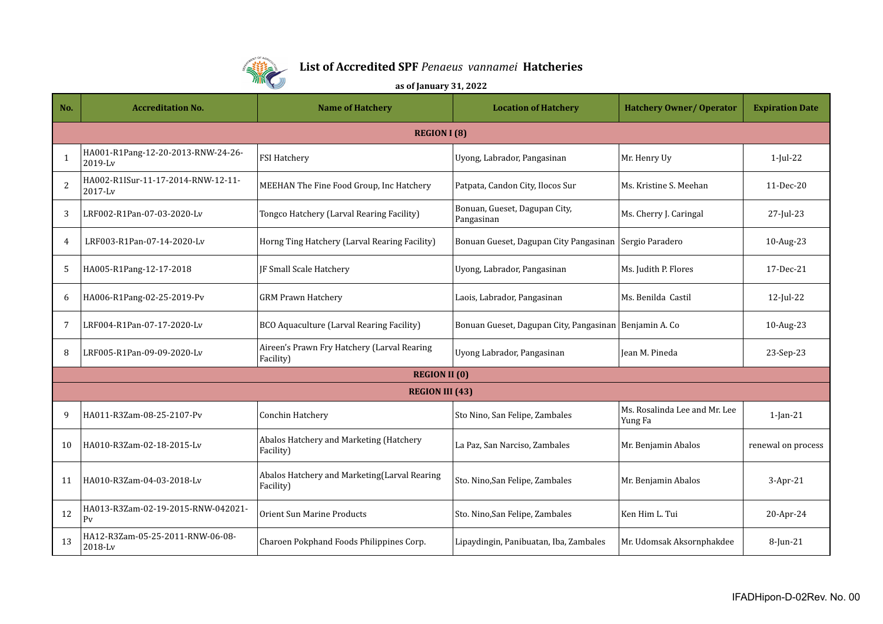# List of Accredited SPF *Penaeus vannamei* Hatcheries

**as of January 31, 2022**

| No. | Accreditation No. | Name of Hatchery | Location of Hatchery | Hatchery Owner/ Operator | Expiration Date |
|---|---|---|---|---|---|
| **REGION I (8)** | | | | | |
| 1 | HA001-R1Pang-12-20-2013-RNW-24-26-2019-Lv | FSI Hatchery | Uyong, Labrador, Pangasinan | Mr. Henry Uy | 1-Jul-22 |
| 2 | HA002-R1ISur-11-17-2014-RNW-12-11-2017-Lv | MEEHAN The Fine Food Group, Inc Hatchery | Patpata, Candon City, Ilocos Sur | Ms. Kristine S. Meehan | 11-Dec-20 |
| 3 | LRF002-R1Pan-07-03-2020-Lv | Tongco Hatchery (Larval Rearing Facility) | Bonuan, Gueset, Dagupan City, Pangasinan | Ms. Cherry J. Caringal | 27-Jul-23 |
| 4 | LRF003-R1Pan-07-14-2020-Lv | Horng Ting Hatchery (Larval Rearing Facility) | Bonuan Gueset, Dagupan City Pangasinan | Sergio Paradero | 10-Aug-23 |
| 5 | HA005-R1Pang-12-17-2018 | JF Small Scale Hatchery | Uyong, Labrador, Pangasinan | Ms. Judith P. Flores | 17-Dec-21 |
| 6 | HA006-R1Pang-02-25-2019-Pv | GRM Prawn Hatchery | Laois, Labrador, Pangasinan | Ms. Benilda Castil | 12-Jul-22 |
| 7 | LRF004-R1Pan-07-17-2020-Lv | BCO Aquaculture (Larval Rearing Facility) | Bonuan Gueset, Dagupan City, Pangasinan | Benjamin A. Co | 10-Aug-23 |
| 8 | LRF005-R1Pan-09-09-2020-Lv | Aireen's Prawn Fry Hatchery (Larval Rearing Facility) | Uyong Labrador, Pangasinan | Jean M. Pineda | 23-Sep-23 |
| **REGION II (0)** | | | | | |
| **REGION III (43)** | | | | | |
| 9 | HA011-R3Zam-08-25-2107-Pv | Conchin Hatchery | Sto Nino, San Felipe, Zambales | Ms. Rosalinda Lee and Mr. Lee Yung Fa | 1-Jan-21 |
| 10 | HA010-R3Zam-02-18-2015-Lv | Abalos Hatchery and Marketing (Hatchery Facility) | La Paz, San Narciso, Zambales | Mr. Benjamin Abalos | renewal on process |
| 11 | HA010-R3Zam-04-03-2018-Lv | Abalos Hatchery and Marketing(Larval Rearing Facility) | Sto. Nino,San Felipe, Zambales | Mr. Benjamin Abalos | 3-Apr-21 |
| 12 | HA013-R3Zam-02-19-2015-RNW-042021-Pv | Orient Sun Marine Products | Sto. Nino,San Felipe, Zambales | Ken Him L. Tui | 20-Apr-24 |
| 13 | HA12-R3Zam-05-25-2011-RNW-06-08-2018-Lv | Charoen Pokphand Foods Philippines Corp. | Lipaydingin, Panibuatan, Iba, Zambales | Mr. Udomsak Aksornphakdee | 8-Jun-21 |

IFADHipon-D-02Rev. No. 00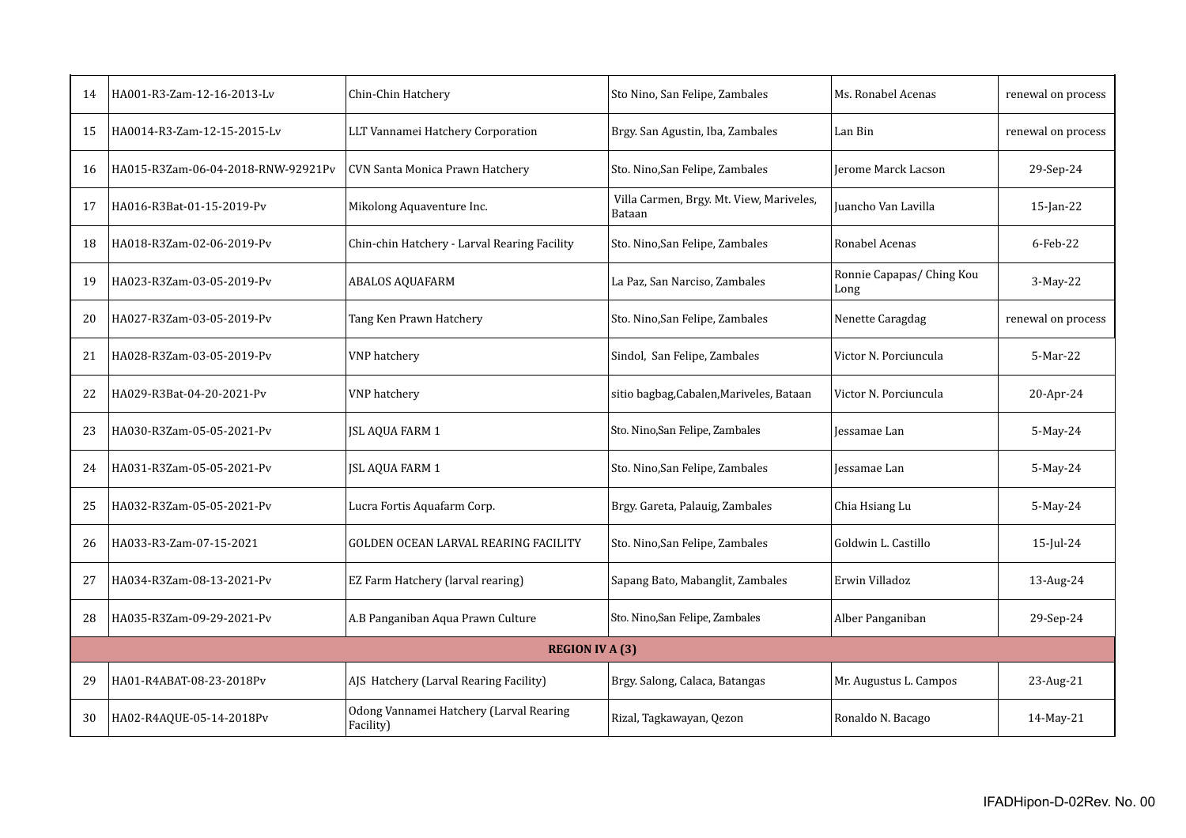| | | | | | |
|---|---|---|---|---|---|
| 14 | HA001-R3-Zam-12-16-2013-Lv | Chin-Chin Hatchery | Sto Nino, San Felipe, Zambales | Ms. Ronabel Acenas | renewal on process |
| 15 | HA0014-R3-Zam-12-15-2015-Lv | LLT Vannamei Hatchery Corporation | Brgy. San Agustin, Iba, Zambales | Lan Bin | renewal on process |
| 16 | HA015-R3Zam-06-04-2018-RNW-92921Pv | CVN Santa Monica Prawn Hatchery | Sto. Nino,San Felipe, Zambales | Jerome Marck Lacson | 29-Sep-24 |
| 17 | HA016-R3Bat-01-15-2019-Pv | Mikolong Aquaventure Inc. | Villa Carmen, Brgy. Mt. View, Mariveles, Bataan | Juancho Van Lavilla | 15-Jan-22 |
| 18 | HA018-R3Zam-02-06-2019-Pv | Chin-chin Hatchery - Larval Rearing Facility | Sto. Nino,San Felipe, Zambales | Ronabel Acenas | 6-Feb-22 |
| 19 | HA023-R3Zam-03-05-2019-Pv | ABALOS AQUAFARM | La Paz, San Narciso, Zambales | Ronnie Capapas/ Ching Kou Long | 3-May-22 |
| 20 | HA027-R3Zam-03-05-2019-Pv | Tang Ken Prawn Hatchery | Sto. Nino,San Felipe, Zambales | Nenette Caragdag | renewal on process |
| 21 | HA028-R3Zam-03-05-2019-Pv | VNP hatchery | Sindol, San Felipe, Zambales | Victor N. Porciuncula | 5-Mar-22 |
| 22 | HA029-R3Bat-04-20-2021-Pv | VNP hatchery | sitio bagbag,Cabalen,Mariveles, Bataan | Victor N. Porciuncula | 20-Apr-24 |
| 23 | HA030-R3Zam-05-05-2021-Pv | JSL AQUA FARM 1 | Sto. Nino,San Felipe, Zambales | Jessamae Lan | 5-May-24 |
| 24 | HA031-R3Zam-05-05-2021-Pv | JSL AQUA FARM 1 | Sto. Nino,San Felipe, Zambales | Jessamae Lan | 5-May-24 |
| 25 | HA032-R3Zam-05-05-2021-Pv | Lucra Fortis Aquafarm Corp. | Brgy. Gareta, Palauig, Zambales | Chia Hsiang Lu | 5-May-24 |
| 26 | HA033-R3-Zam-07-15-2021 | GOLDEN OCEAN LARVAL REARING FACILITY | Sto. Nino,San Felipe, Zambales | Goldwin L. Castillo | 15-Jul-24 |
| 27 | HA034-R3Zam-08-13-2021-Pv | EZ Farm Hatchery (larval rearing) | Sapang Bato, Mabanglit, Zambales | Erwin Villadoz | 13-Aug-24 |
| 28 | HA035-R3Zam-09-29-2021-Pv | A.B Panganiban Aqua Prawn Culture | Sto. Nino,San Felipe, Zambales | Alber Panganiban | 29-Sep-24 |
| | | **REGION IV A (3)** | | | |
| 29 | HA01-R4ABAT-08-23-2018Pv | AJS Hatchery (Larval Rearing Facility) | Brgy. Salong, Calaca, Batangas | Mr. Augustus L. Campos | 23-Aug-21 |
| 30 | HA02-R4AQUE-05-14-2018Pv | Odong Vannamei Hatchery (Larval Rearing Facility) | Rizal, Tagkawayan, Qezon | Ronaldo N. Bacago | 14-May-21 |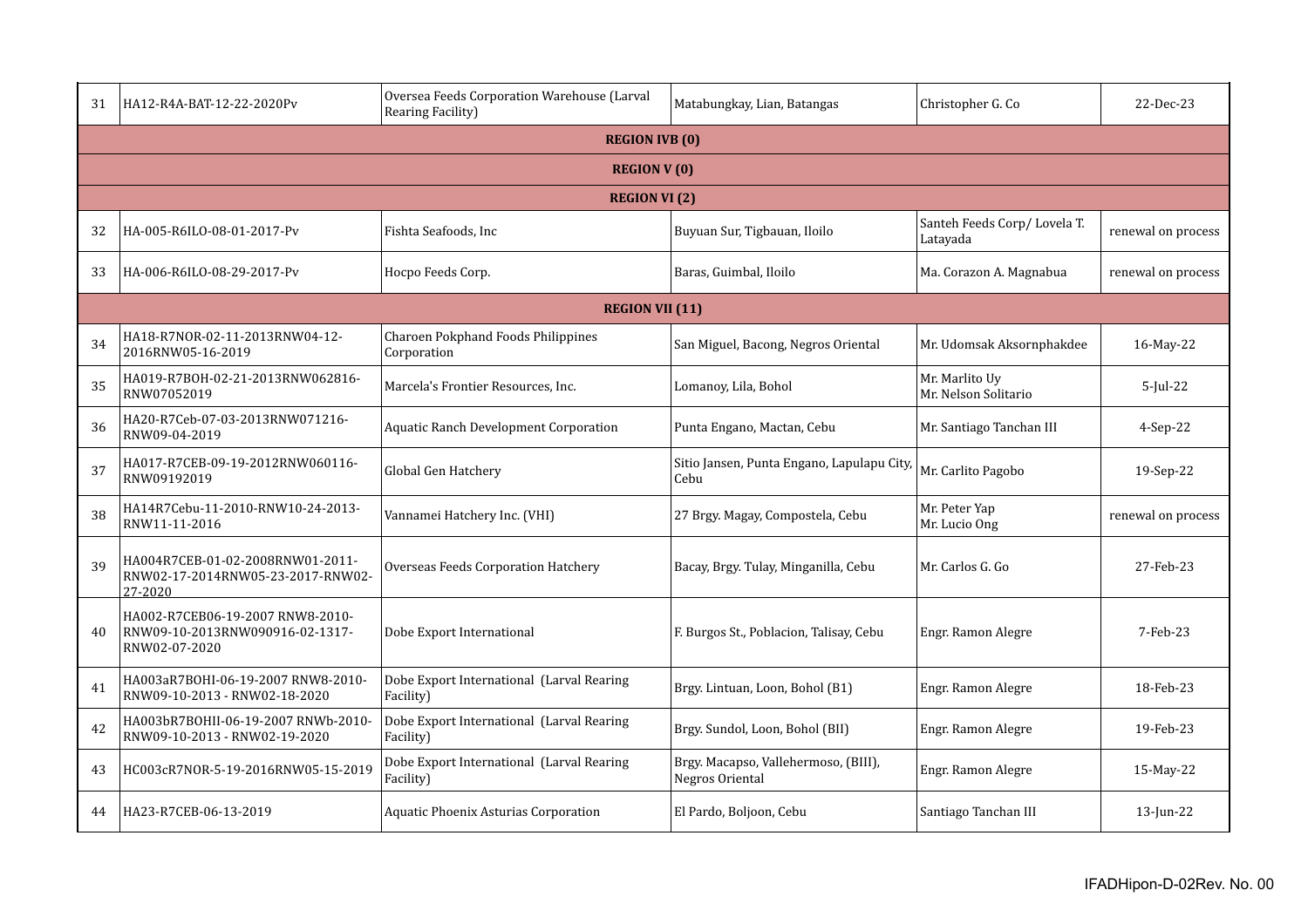| | | | | | |
|---|---|---|---|---|---|
| 31 | HA12-R4A-BAT-12-22-2020Pv | Oversea Feeds Corporation Warehouse (Larval Rearing Facility) | Matabungkay, Lian, Batangas | Christopher G. Co | 22-Dec-23 |
| | | **REGION IVB (0)** | | | |
| | | **REGION V (0)** | | | |
| | | **REGION VI (2)** | | | |
| 32 | HA-005-R6ILO-08-01-2017-Pv | Fishta Seafoods, Inc | Buyuan Sur, Tigbauan, Iloilo | Santeh Feeds Corp/ Lovela T. Latayada | renewal on process |
| 33 | HA-006-R6ILO-08-29-2017-Pv | Hocpo Feeds Corp. | Baras, Guimbal, Iloilo | Ma. Corazon A. Magnabua | renewal on process |
| | | **REGION VII (11)** | | | |
| 34 | HA18-R7NOR-02-11-2013RNW04-12-2016RNW05-16-2019 | Charoen Pokphand Foods Philippines Corporation | San Miguel, Bacong, Negros Oriental | Mr. Udomsak Aksornphakdee | 16-May-22 |
| 35 | HA019-R7BOH-02-21-2013RNW062816-RNW07052019 | Marcela's Frontier Resources, Inc. | Lomanoy, Lila, Bohol | Mr. Marlito Uy<br>Mr. Nelson Solitario | 5-Jul-22 |
| 36 | HA20-R7Ceb-07-03-2013RNW071216-RNW09-04-2019 | Aquatic Ranch Development Corporation | Punta Engano, Mactan, Cebu | Mr. Santiago Tanchan III | 4-Sep-22 |
| 37 | HA017-R7CEB-09-19-2012RNW060116-RNW09192019 | Global Gen Hatchery | Sitio Jansen, Punta Engano, Lapulapu City, Cebu | Mr. Carlito Pagobo | 19-Sep-22 |
| 38 | HA14R7Cebu-11-2010-RNW10-24-2013-RNW11-11-2016 | Vannamei Hatchery Inc. (VHI) | 27 Brgy. Magay, Compostela, Cebu | Mr. Peter Yap<br>Mr. Lucio Ong | renewal on process |
| 39 | HA004R7CEB-01-02-2008RNW01-2011-RNW02-17-2014RNW05-23-2017-RNW02-27-2020 | Overseas Feeds Corporation Hatchery | Bacay, Brgy. Tulay, Minganilla, Cebu | Mr. Carlos G. Go | 27-Feb-23 |
| 40 | HA002-R7CEB06-19-2007 RNW8-2010-RNW09-10-2013RNW090916-02-1317-RNW02-07-2020 | Dobe Export International | F. Burgos St., Poblacion, Talisay, Cebu | Engr. Ramon Alegre | 7-Feb-23 |
| 41 | HA003aR7BOHI-06-19-2007 RNW8-2010-RNW09-10-2013 - RNW02-18-2020 | Dobe Export International (Larval Rearing Facility) | Brgy. Lintuan, Loon, Bohol (B1) | Engr. Ramon Alegre | 18-Feb-23 |
| 42 | HA003bR7BOHII-06-19-2007 RNWb-2010-RNW09-10-2013 - RNW02-19-2020 | Dobe Export International (Larval Rearing Facility) | Brgy. Sundol, Loon, Bohol (BII) | Engr. Ramon Alegre | 19-Feb-23 |
| 43 | HC003cR7NOR-5-19-2016RNW05-15-2019 | Dobe Export International (Larval Rearing Facility) | Brgy. Macapso, Vallehermoso, (BIII), Negros Oriental | Engr. Ramon Alegre | 15-May-22 |
| 44 | HA23-R7CEB-06-13-2019 | Aquatic Phoenix Asturias Corporation | El Pardo, Boljoon, Cebu | Santiago Tanchan III | 13-Jun-22 |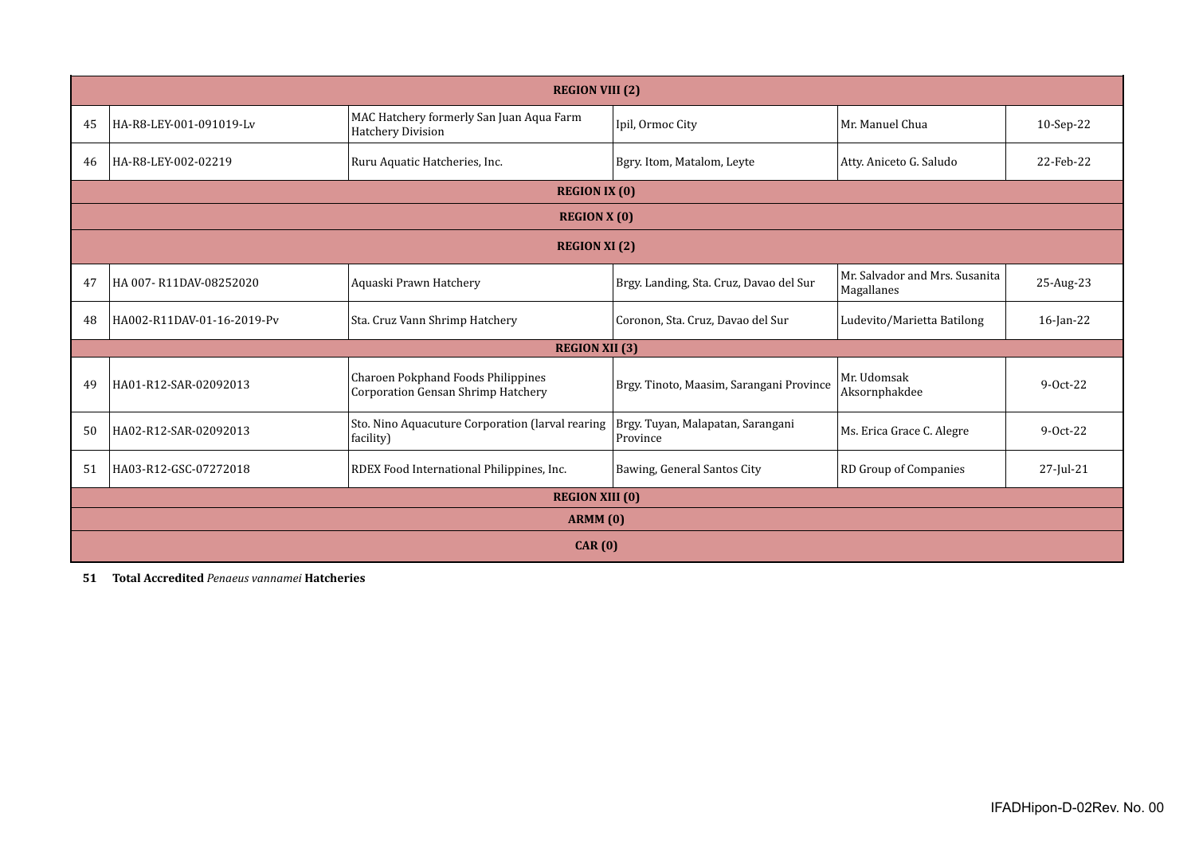| | | | | | |
|---|---|---|---|---|---|
| **REGION VIII (2)** | | | | | |
| 45 | HA-R8-LEY-001-091019-Lv | MAC Hatchery formerly San Juan Aqua Farm Hatchery Division | Ipil, Ormoc City | Mr. Manuel Chua | 10-Sep-22 |
| 46 | HA-R8-LEY-002-02219 | Ruru Aquatic Hatcheries, Inc. | Bgry. Itom, Matalom, Leyte | Atty. Aniceto G. Saludo | 22-Feb-22 |
| **REGION IX (0)** | | | | | |
| **REGION X (0)** | | | | | |
| **REGION XI (2)** | | | | | |
| 47 | HA 007- R11DAV-08252020 | Aquaski Prawn Hatchery | Brgy. Landing, Sta. Cruz, Davao del Sur | Mr. Salvador and Mrs. Susanita Magallanes | 25-Aug-23 |
| 48 | HA002-R11DAV-01-16-2019-Pv | Sta. Cruz Vann Shrimp Hatchery | Coronon, Sta. Cruz, Davao del Sur | Ludevito/Marietta Batilong | 16-Jan-22 |
| **REGION XII (3)** | | | | | |
| 49 | HA01-R12-SAR-02092013 | Charoen Pokphand Foods Philippines Corporation Gensan Shrimp Hatchery | Brgy. Tinoto, Maasim, Sarangani Province | Mr. Udomsak Aksornphakdee | 9-Oct-22 |
| 50 | HA02-R12-SAR-02092013 | Sto. Nino Aquacuture Corporation (larval rearing facility) | Brgy. Tuyan, Malapatan, Sarangani Province | Ms. Erica Grace C. Alegre | 9-Oct-22 |
| 51 | HA03-R12-GSC-07272018 | RDEX Food International Philippines, Inc. | Bawing, General Santos City | RD Group of Companies | 27-Jul-21 |
| **REGION XIII (0)** | | | | | |
| **ARMM (0)** | | | | | |
| **CAR (0)** | | | | | |

**51 Total Accredited** ***Penaeus vannamei*** **Hatcheries**

IFADHipon-D-02Rev. No. 00